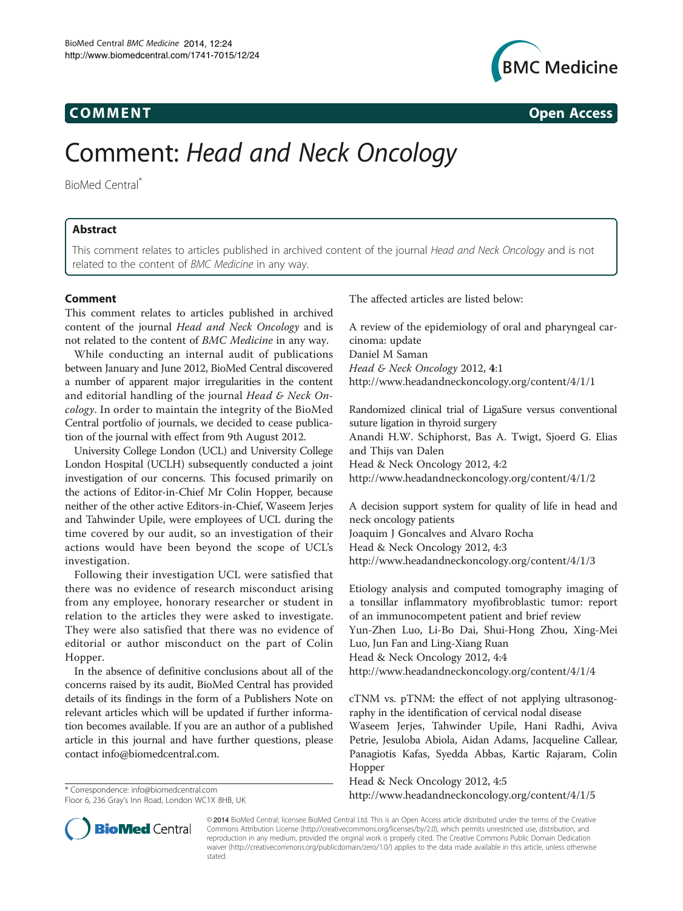**COMMENT** **Open Access**

# Comment: *Head and Neck Oncology*

BioMed Central[*]

## Abstract

This comment relates to articles published in archived content of the journal *Head and Neck Oncology* and is not related to the content of *BMC Medicine* in any way.

## Comment

This comment relates to articles published in archived content of the journal *Head and Neck Oncology* and is not related to the content of *BMC Medicine* in any way.

While conducting an internal audit of publications between January and June 2012, BioMed Central discovered a number of apparent major irregularities in the content and editorial handling of the journal *Head & Neck Oncology*. In order to maintain the integrity of the BioMed Central portfolio of journals, we decided to cease publication of the journal with effect from 9th August 2012.

University College London (UCL) and University College London Hospital (UCLH) subsequently conducted a joint investigation of our concerns. This focused primarily on the actions of Editor-in-Chief Mr Colin Hopper, because neither of the other active Editors-in-Chief, Waseem Jerjes and Tahwinder Upile, were employees of UCL during the time covered by our audit, so an investigation of their actions would have been beyond the scope of UCL's investigation.

Following their investigation UCL were satisfied that there was no evidence of research misconduct arising from any employee, honorary researcher or student in relation to the articles they were asked to investigate. They were also satisfied that there was no evidence of editorial or author misconduct on the part of Colin Hopper.

In the absence of definitive conclusions about all of the concerns raised by its audit, BioMed Central has provided details of its findings in the form of a Publishers Note on relevant articles which will be updated if further information becomes available. If you are an author of a published article in this journal and have further questions, please contact info@biomedcentral.com.

The affected articles are listed below:

A review of the epidemiology of oral and pharyngeal carcinoma: update
Daniel M Saman
*Head & Neck Oncology* 2012, **4**:1
http://www.headandneckoncology.org/content/4/1/1

Randomized clinical trial of LigaSure versus conventional suture ligation in thyroid surgery
Anandi H.W. Schiphorst, Bas A. Twigt, Sjoerd G. Elias and Thijs van Dalen
Head & Neck Oncology 2012, 4:2
http://www.headandneckoncology.org/content/4/1/2

A decision support system for quality of life in head and neck oncology patients
Joaquim J Goncalves and Alvaro Rocha
Head & Neck Oncology 2012, 4:3
http://www.headandneckoncology.org/content/4/1/3

Etiology analysis and computed tomography imaging of a tonsillar inflammatory myofibroblastic tumor: report of an immunocompetent patient and brief review
Yun-Zhen Luo, Li-Bo Dai, Shui-Hong Zhou, Xing-Mei Luo, Jun Fan and Ling-Xiang Ruan
Head & Neck Oncology 2012, 4:4
http://www.headandneckoncology.org/content/4/1/4

cTNM vs. pTNM: the effect of not applying ultrasonography in the identification of cervical nodal disease
Waseem Jerjes, Tahwinder Upile, Hani Radhi, Aviva Petrie, Jesuloba Abiola, Aidan Adams, Jacqueline Callear, Panagiotis Kafas, Syedda Abbas, Kartic Rajaram, Colin Hopper
Head & Neck Oncology 2012, 4:5
http://www.headandneckoncology.org/content/4/1/5

[*] Correspondence: info@biomedcentral.com
Floor 6, 236 Gray's Inn Road, London WC1X 8HB, UK

© 2014 BioMed Central; licensee BioMed Central Ltd. This is an Open Access article distributed under the terms of the Creative Commons Attribution License (http://creativecommons.org/licenses/by/2.0), which permits unrestricted use, distribution, and reproduction in any medium, provided the original work is properly cited. The Creative Commons Public Domain Dedication waiver (http://creativecommons.org/publicdomain/zero/1.0/) applies to the data made available in this article, unless otherwise stated.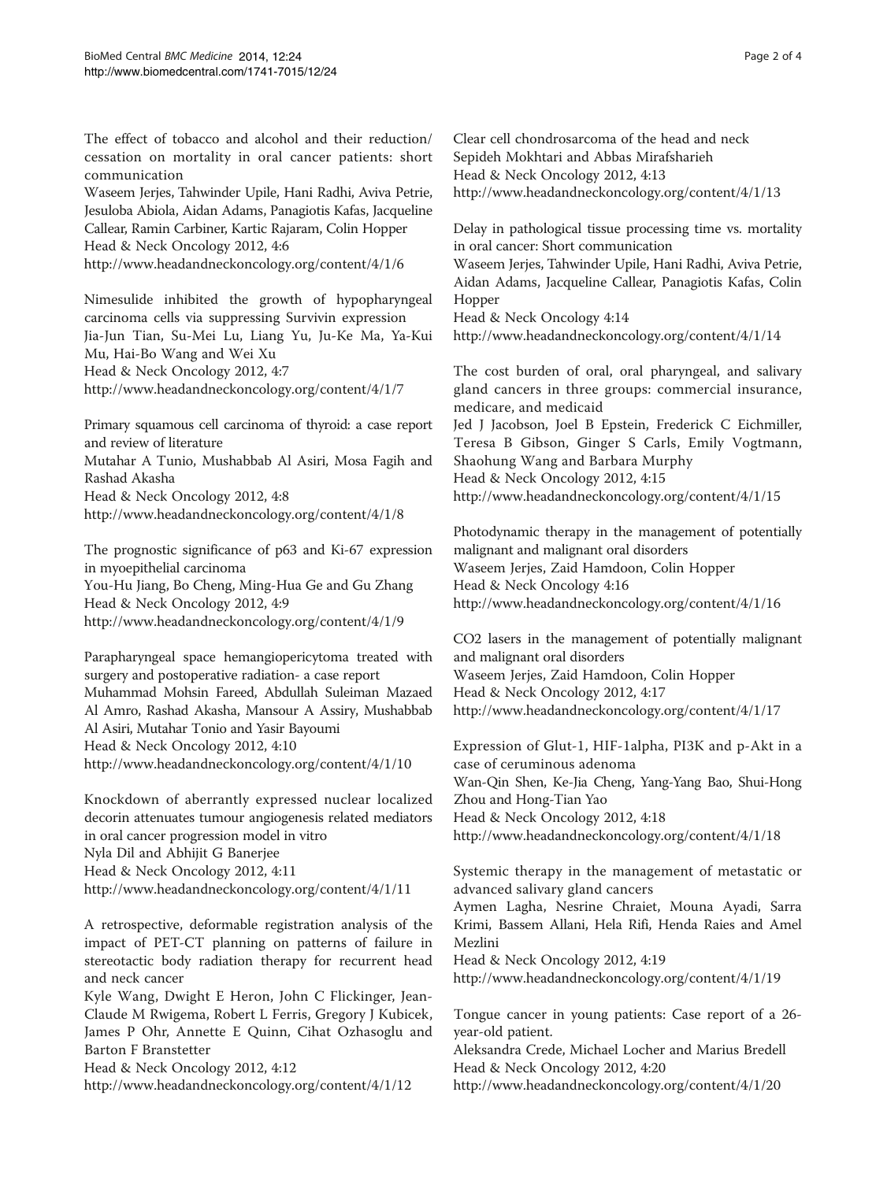The effect of tobacco and alcohol and their reduction/cessation on mortality in oral cancer patients: short communication
Waseem Jerjes, Tahwinder Upile, Hani Radhi, Aviva Petrie, Jesuloba Abiola, Aidan Adams, Panagiotis Kafas, Jacqueline Callear, Ramin Carbiner, Kartic Rajaram, Colin Hopper
Head & Neck Oncology 2012, 4:6
http://www.headandneckoncology.org/content/4/1/6

Nimesulide inhibited the growth of hypopharyngeal carcinoma cells via suppressing Survivin expression
Jia-Jun Tian, Su-Mei Lu, Liang Yu, Ju-Ke Ma, Ya-Kui Mu, Hai-Bo Wang and Wei Xu
Head & Neck Oncology 2012, 4:7
http://www.headandneckoncology.org/content/4/1/7

Primary squamous cell carcinoma of thyroid: a case report and review of literature
Mutahar A Tunio, Mushabbab Al Asiri, Mosa Fagih and Rashad Akasha
Head & Neck Oncology 2012, 4:8
http://www.headandneckoncology.org/content/4/1/8

The prognostic significance of p63 and Ki-67 expression in myoepithelial carcinoma
You-Hu Jiang, Bo Cheng, Ming-Hua Ge and Gu Zhang
Head & Neck Oncology 2012, 4:9
http://www.headandneckoncology.org/content/4/1/9

Parapharyngeal space hemangiopericytoma treated with surgery and postoperative radiation- a case report
Muhammad Mohsin Fareed, Abdullah Suleiman Mazaed Al Amro, Rashad Akasha, Mansour A Assiry, Mushabbab Al Asiri, Mutahar Tonio and Yasir Bayoumi
Head & Neck Oncology 2012, 4:10
http://www.headandneckoncology.org/content/4/1/10

Knockdown of aberrantly expressed nuclear localized decorin attenuates tumour angiogenesis related mediators in oral cancer progression model in vitro
Nyla Dil and Abhijit G Banerjee
Head & Neck Oncology 2012, 4:11
http://www.headandneckoncology.org/content/4/1/11

A retrospective, deformable registration analysis of the impact of PET-CT planning on patterns of failure in stereotactic body radiation therapy for recurrent head and neck cancer
Kyle Wang, Dwight E Heron, John C Flickinger, Jean-Claude M Rwigema, Robert L Ferris, Gregory J Kubicek, James P Ohr, Annette E Quinn, Cihat Ozhasoglu and Barton F Branstetter
Head & Neck Oncology 2012, 4:12
http://www.headandneckoncology.org/content/4/1/12

Clear cell chondrosarcoma of the head and neck
Sepideh Mokhtari and Abbas Mirafsharieh
Head & Neck Oncology 2012, 4:13
http://www.headandneckoncology.org/content/4/1/13

Delay in pathological tissue processing time vs. mortality in oral cancer: Short communication
Waseem Jerjes, Tahwinder Upile, Hani Radhi, Aviva Petrie, Aidan Adams, Jacqueline Callear, Panagiotis Kafas, Colin Hopper
Head & Neck Oncology 4:14
http://www.headandneckoncology.org/content/4/1/14

The cost burden of oral, oral pharyngeal, and salivary gland cancers in three groups: commercial insurance, medicare, and medicaid
Jed J Jacobson, Joel B Epstein, Frederick C Eichmiller, Teresa B Gibson, Ginger S Carls, Emily Vogtmann, Shaohung Wang and Barbara Murphy
Head & Neck Oncology 2012, 4:15
http://www.headandneckoncology.org/content/4/1/15

Photodynamic therapy in the management of potentially malignant and malignant oral disorders
Waseem Jerjes, Zaid Hamdoon, Colin Hopper
Head & Neck Oncology 4:16
http://www.headandneckoncology.org/content/4/1/16

CO2 lasers in the management of potentially malignant and malignant oral disorders
Waseem Jerjes, Zaid Hamdoon, Colin Hopper
Head & Neck Oncology 2012, 4:17
http://www.headandneckoncology.org/content/4/1/17

Expression of Glut-1, HIF-1alpha, PI3K and p-Akt in a case of ceruminous adenoma
Wan-Qin Shen, Ke-Jia Cheng, Yang-Yang Bao, Shui-Hong Zhou and Hong-Tian Yao
Head & Neck Oncology 2012, 4:18
http://www.headandneckoncology.org/content/4/1/18

Systemic therapy in the management of metastatic or advanced salivary gland cancers
Aymen Lagha, Nesrine Chraiet, Mouna Ayadi, Sarra Krimi, Bassem Allani, Hela Rifi, Henda Raies and Amel Mezlini
Head & Neck Oncology 2012, 4:19
http://www.headandneckoncology.org/content/4/1/19

Tongue cancer in young patients: Case report of a 26-year-old patient.
Aleksandra Crede, Michael Locher and Marius Bredell
Head & Neck Oncology 2012, 4:20
http://www.headandneckoncology.org/content/4/1/20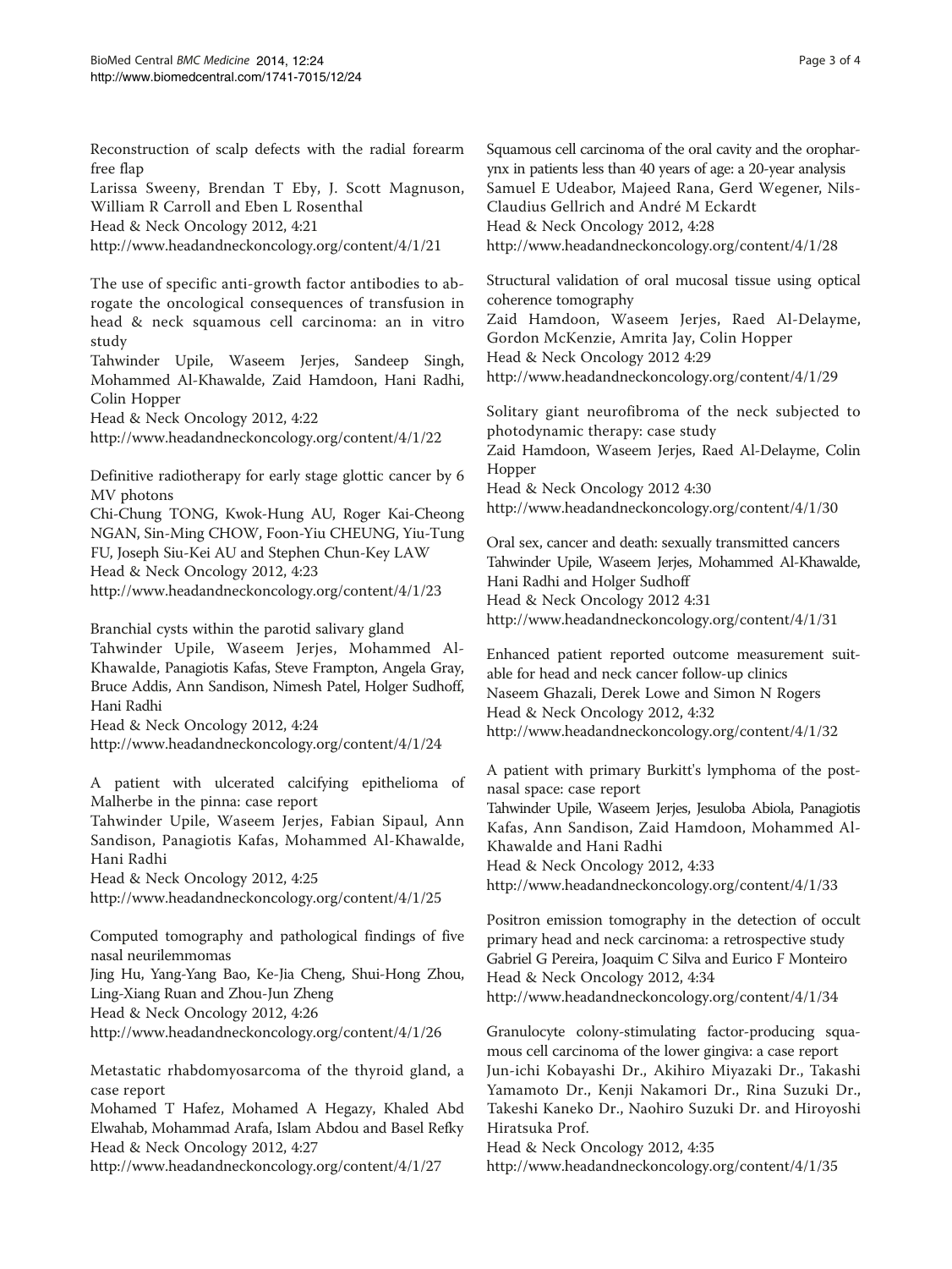Reconstruction of scalp defects with the radial forearm free flap
Larissa Sweeny, Brendan T Eby, J. Scott Magnuson, William R Carroll and Eben L Rosenthal
Head & Neck Oncology 2012, 4:21
http://www.headandneckoncology.org/content/4/1/21

The use of specific anti-growth factor antibodies to abrogate the oncological consequences of transfusion in head & neck squamous cell carcinoma: an in vitro study
Tahwinder Upile, Waseem Jerjes, Sandeep Singh, Mohammed Al-Khawalde, Zaid Hamdoon, Hani Radhi, Colin Hopper
Head & Neck Oncology 2012, 4:22
http://www.headandneckoncology.org/content/4/1/22

Definitive radiotherapy for early stage glottic cancer by 6 MV photons
Chi-Chung TONG, Kwok-Hung AU, Roger Kai-Cheong NGAN, Sin-Ming CHOW, Foon-Yiu CHEUNG, Yiu-Tung FU, Joseph Siu-Kei AU and Stephen Chun-Key LAW
Head & Neck Oncology 2012, 4:23
http://www.headandneckoncology.org/content/4/1/23

Branchial cysts within the parotid salivary gland
Tahwinder Upile, Waseem Jerjes, Mohammed Al-Khawalde, Panagiotis Kafas, Steve Frampton, Angela Gray, Bruce Addis, Ann Sandison, Nimesh Patel, Holger Sudhoff, Hani Radhi
Head & Neck Oncology 2012, 4:24
http://www.headandneckoncology.org/content/4/1/24

A patient with ulcerated calcifying epithelioma of Malherbe in the pinna: case report
Tahwinder Upile, Waseem Jerjes, Fabian Sipaul, Ann Sandison, Panagiotis Kafas, Mohammed Al-Khawalde, Hani Radhi
Head & Neck Oncology 2012, 4:25
http://www.headandneckoncology.org/content/4/1/25

Computed tomography and pathological findings of five nasal neurilemmomas
Jing Hu, Yang-Yang Bao, Ke-Jia Cheng, Shui-Hong Zhou, Ling-Xiang Ruan and Zhou-Jun Zheng
Head & Neck Oncology 2012, 4:26
http://www.headandneckoncology.org/content/4/1/26

Metastatic rhabdomyosarcoma of the thyroid gland, a case report
Mohamed T Hafez, Mohamed A Hegazy, Khaled Abd Elwahab, Mohammad Arafa, Islam Abdou and Basel Refky
Head & Neck Oncology 2012, 4:27
http://www.headandneckoncology.org/content/4/1/27

Squamous cell carcinoma of the oral cavity and the oropharynx in patients less than 40 years of age: a 20-year analysis
Samuel E Udeabor, Majeed Rana, Gerd Wegener, Nils-Claudius Gellrich and André M Eckardt
Head & Neck Oncology 2012, 4:28
http://www.headandneckoncology.org/content/4/1/28

Structural validation of oral mucosal tissue using optical coherence tomography
Zaid Hamdoon, Waseem Jerjes, Raed Al-Delayme, Gordon McKenzie, Amrita Jay, Colin Hopper
Head & Neck Oncology 2012 4:29
http://www.headandneckoncology.org/content/4/1/29

Solitary giant neurofibroma of the neck subjected to photodynamic therapy: case study
Zaid Hamdoon, Waseem Jerjes, Raed Al-Delayme, Colin Hopper
Head & Neck Oncology 2012 4:30
http://www.headandneckoncology.org/content/4/1/30

Oral sex, cancer and death: sexually transmitted cancers
Tahwinder Upile, Waseem Jerjes, Mohammed Al-Khawalde, Hani Radhi and Holger Sudhoff
Head & Neck Oncology 2012 4:31
http://www.headandneckoncology.org/content/4/1/31

Enhanced patient reported outcome measurement suitable for head and neck cancer follow-up clinics
Naseem Ghazali, Derek Lowe and Simon N Rogers
Head & Neck Oncology 2012, 4:32
http://www.headandneckoncology.org/content/4/1/32

A patient with primary Burkitt's lymphoma of the postnasal space: case report
Tahwinder Upile, Waseem Jerjes, Jesuloba Abiola, Panagiotis Kafas, Ann Sandison, Zaid Hamdoon, Mohammed Al-Khawalde and Hani Radhi
Head & Neck Oncology 2012, 4:33
http://www.headandneckoncology.org/content/4/1/33

Positron emission tomography in the detection of occult primary head and neck carcinoma: a retrospective study
Gabriel G Pereira, Joaquim C Silva and Eurico F Monteiro
Head & Neck Oncology 2012, 4:34
http://www.headandneckoncology.org/content/4/1/34

Granulocyte colony-stimulating factor-producing squamous cell carcinoma of the lower gingiva: a case report
Jun-ichi Kobayashi Dr., Akihiro Miyazaki Dr., Takashi Yamamoto Dr., Kenji Nakamori Dr., Rina Suzuki Dr., Takeshi Kaneko Dr., Naohiro Suzuki Dr. and Hiroyoshi Hiratsuka Prof.
Head & Neck Oncology 2012, 4:35
http://www.headandneckoncology.org/content/4/1/35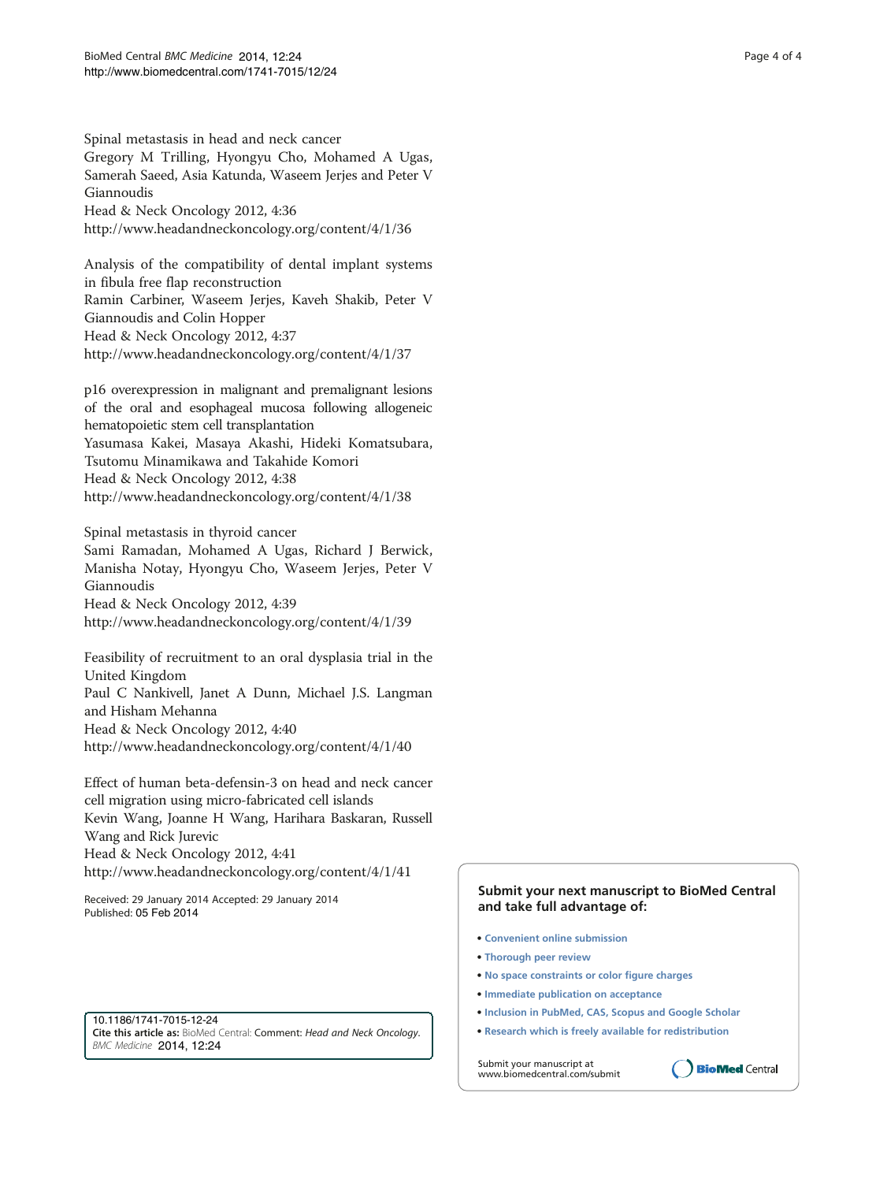Spinal metastasis in head and neck cancer
Gregory M Trilling, Hyongyu Cho, Mohamed A Ugas, Samerah Saeed, Asia Katunda, Waseem Jerjes and Peter V Giannoudis
Head & Neck Oncology 2012, 4:36
http://www.headandneckoncology.org/content/4/1/36

Analysis of the compatibility of dental implant systems in fibula free flap reconstruction
Ramin Carbiner, Waseem Jerjes, Kaveh Shakib, Peter V Giannoudis and Colin Hopper
Head & Neck Oncology 2012, 4:37
http://www.headandneckoncology.org/content/4/1/37

p16 overexpression in malignant and premalignant lesions of the oral and esophageal mucosa following allogeneic hematopoietic stem cell transplantation
Yasumasa Kakei, Masaya Akashi, Hideki Komatsubara, Tsutomu Minamikawa and Takahide Komori
Head & Neck Oncology 2012, 4:38
http://www.headandneckoncology.org/content/4/1/38

Spinal metastasis in thyroid cancer
Sami Ramadan, Mohamed A Ugas, Richard J Berwick, Manisha Notay, Hyongyu Cho, Waseem Jerjes, Peter V Giannoudis
Head & Neck Oncology 2012, 4:39
http://www.headandneckoncology.org/content/4/1/39

Feasibility of recruitment to an oral dysplasia trial in the United Kingdom
Paul C Nankivell, Janet A Dunn, Michael J.S. Langman and Hisham Mehanna
Head & Neck Oncology 2012, 4:40
http://www.headandneckoncology.org/content/4/1/40

Effect of human beta-defensin-3 on head and neck cancer cell migration using micro-fabricated cell islands
Kevin Wang, Joanne H Wang, Harihara Baskaran, Russell Wang and Rick Jurevic
Head & Neck Oncology 2012, 4:41
http://www.headandneckoncology.org/content/4/1/41

Received: 29 January 2014 Accepted: 29 January 2014
Published: 05 Feb 2014

10.1186/1741-7015-12-24
**Cite this article as:** BioMed Central: Comment: *Head and Neck Oncology*. *BMC Medicine* 2014, 12:24

**Submit your next manuscript to BioMed Central and take full advantage of:**

- Convenient online submission
- Thorough peer review
- No space constraints or color figure charges
- Immediate publication on acceptance
- Inclusion in PubMed, CAS, Scopus and Google Scholar
- Research which is freely available for redistribution

Submit your manuscript at
www.biomedcentral.com/submit